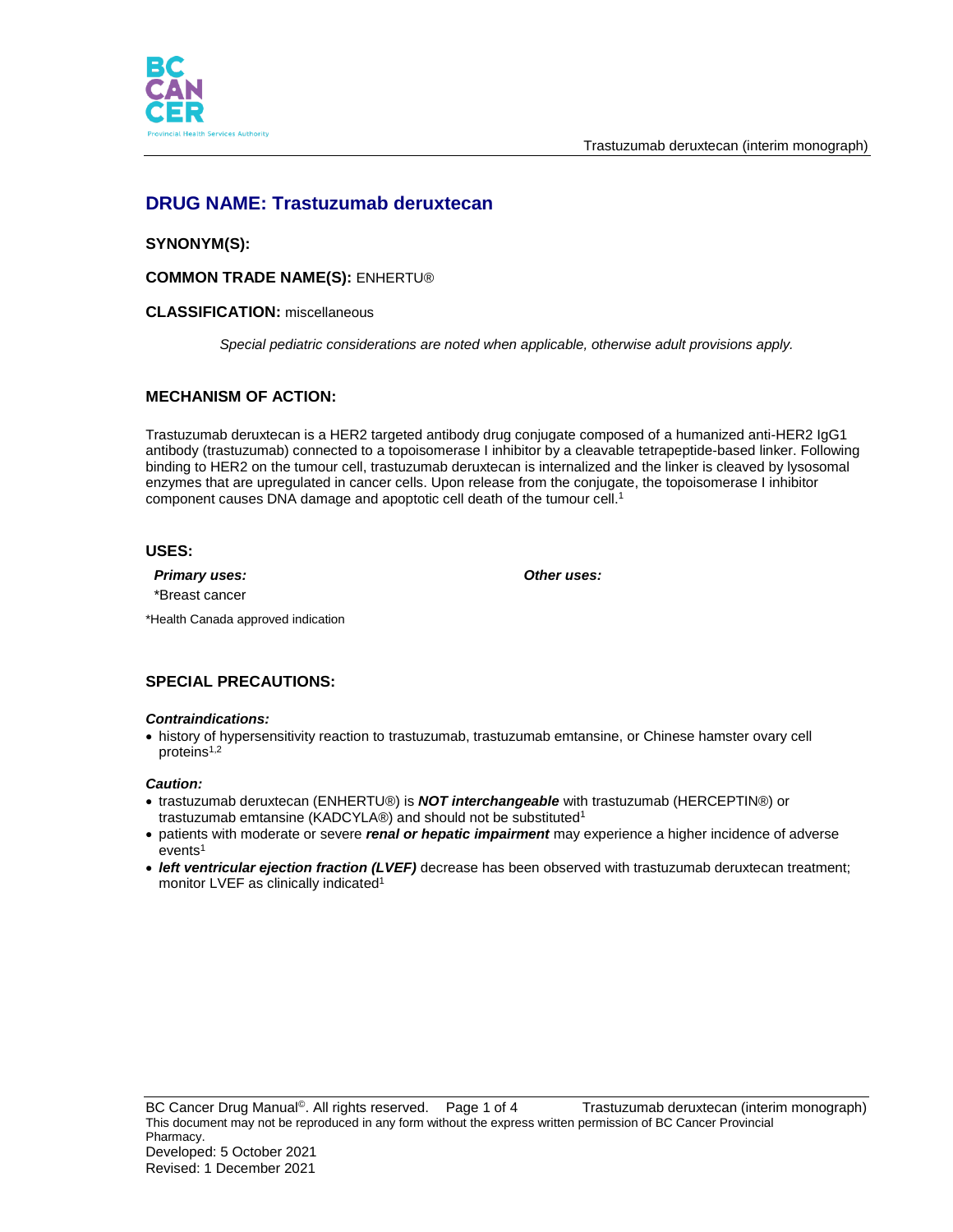# DRUG NAME: Trastuzumab deruxtecan

**SYNONYM(S):**

**COMMON TRADE NAME(S):** ENHERTU®

**CLASSIFICATION:** miscellaneous

*Special pediatric considerations are noted when applicable, otherwise adult provisions apply.*

## MECHANISM OF ACTION:

Trastuzumab deruxtecan is a HER2 targeted antibody drug conjugate composed of a humanized anti-HER2 IgG1 antibody (trastuzumab) connected to a topoisomerase I inhibitor by a cleavable tetrapeptide-based linker. Following binding to HER2 on the tumour cell, trastuzumab deruxtecan is internalized and the linker is cleaved by lysosomal enzymes that are upregulated in cancer cells. Upon release from the conjugate, the topoisomerase I inhibitor component causes DNA damage and apoptotic cell death of the tumour cell.[1]

## USES:

***Primary uses:***

*Breast cancer

***Other uses:***

*Health Canada approved indication

## SPECIAL PRECAUTIONS:

***Contraindications:***

- history of hypersensitivity reaction to trastuzumab, trastuzumab emtansine, or Chinese hamster ovary cell proteins[1,2]

***Caution:***

- trastuzumab deruxtecan (ENHERTU®) is ***NOT interchangeable*** with trastuzumab (HERCEPTIN®) or trastuzumab emtansine (KADCYLA®) and should not be substituted[1]
- patients with moderate or severe ***renal or hepatic impairment*** may experience a higher incidence of adverse events[1]
- ***left ventricular ejection fraction (LVEF)*** decrease has been observed with trastuzumab deruxtecan treatment; monitor LVEF as clinically indicated[1]

This document may not be reproduced in any form without the express written permission of BC Cancer Provincial Pharmacy.
Developed: 5 October 2021
Revised: 1 December 2021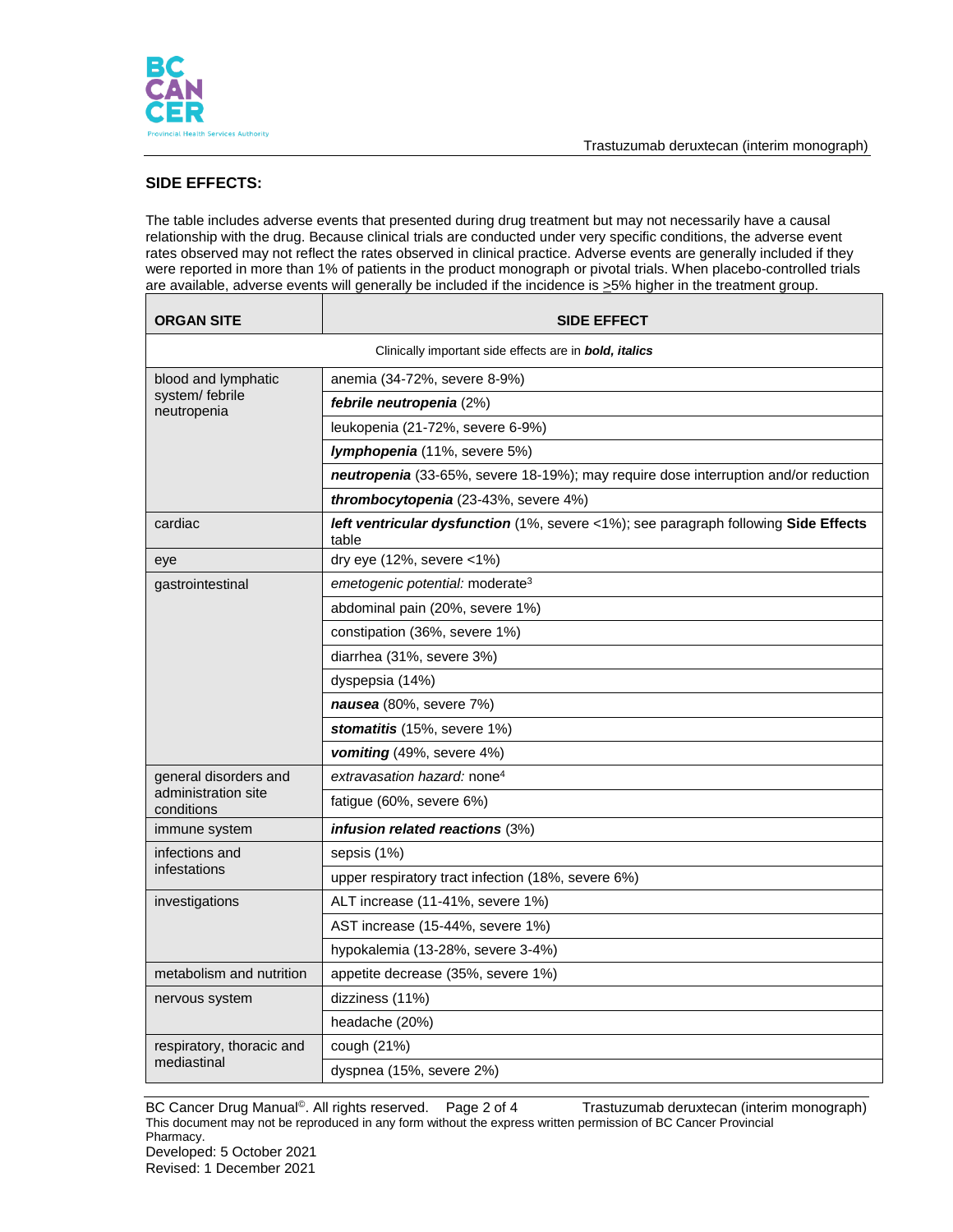## SIDE EFFECTS:

The table includes adverse events that presented during drug treatment but may not necessarily have a causal relationship with the drug. Because clinical trials are conducted under very specific conditions, the adverse event rates observed may not reflect the rates observed in clinical practice. Adverse events are generally included if they were reported in more than 1% of patients in the product monograph or pivotal trials. When placebo-controlled trials are available, adverse events will generally be included if the incidence is ≥5% higher in the treatment group.

| ORGAN SITE | SIDE EFFECT |
|---|---|
| Clinically important side effects are in ***bold, italics*** | |
| blood and lymphatic system/ febrile neutropenia | anemia (34-72%, severe 8-9%) |
| | ***febrile neutropenia*** (2%) |
| | leukopenia (21-72%, severe 6-9%) |
| | ***lymphopenia*** (11%, severe 5%) |
| | ***neutropenia*** (33-65%, severe 18-19%); may require dose interruption and/or reduction |
| | ***thrombocytopenia*** (23-43%, severe 4%) |
| cardiac | ***left ventricular dysfunction*** (1%, severe <1%); see paragraph following **Side Effects** table |
| eye | dry eye (12%, severe <1%) |
| gastrointestinal | *emetogenic potential:* moderate[3] |
| | abdominal pain (20%, severe 1%) |
| | constipation (36%, severe 1%) |
| | diarrhea (31%, severe 3%) |
| | dyspepsia (14%) |
| | ***nausea*** (80%, severe 7%) |
| | ***stomatitis*** (15%, severe 1%) |
| | ***vomiting*** (49%, severe 4%) |
| general disorders and administration site conditions | *extravasation hazard:* none[4] |
| | fatigue (60%, severe 6%) |
| immune system | ***infusion related reactions*** (3%) |
| infections and infestations | sepsis (1%) |
| | upper respiratory tract infection (18%, severe 6%) |
| investigations | ALT increase (11-41%, severe 1%) |
| | AST increase (15-44%, severe 1%) |
| | hypokalemia (13-28%, severe 3-4%) |
| metabolism and nutrition | appetite decrease (35%, severe 1%) |
| nervous system | dizziness (11%) |
| | headache (20%) |
| respiratory, thoracic and mediastinal | cough (21%) |
| | dyspnea (15%, severe 2%) |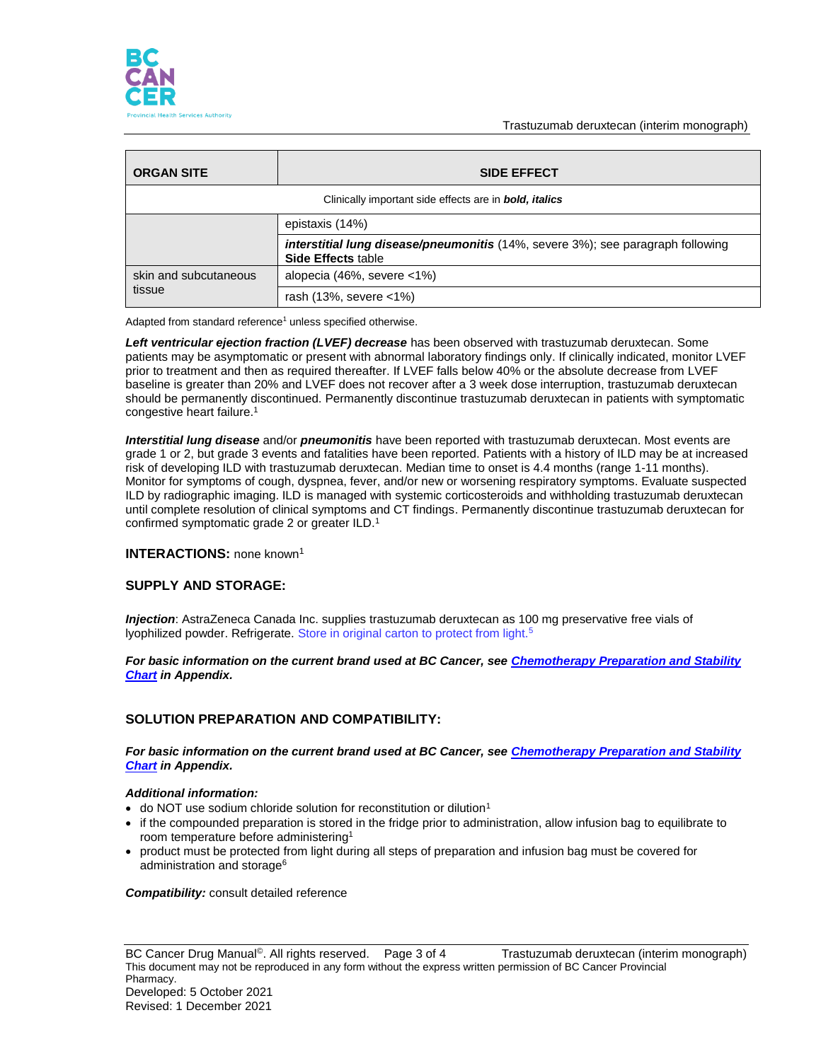| ORGAN SITE | SIDE EFFECT |
|---|---|
| Clinically important side effects are in ***bold, italics*** | |
| | epistaxis (14%) |
| | ***interstitial lung disease/pneumonitis*** (14%, severe 3%); see paragraph following **Side Effects** table |
| skin and subcutaneous tissue | alopecia (46%, severe <1%) |
| | rash (13%, severe <1%) |

Adapted from standard reference[1] unless specified otherwise.

***Left ventricular ejection fraction (LVEF) decrease*** has been observed with trastuzumab deruxtecan. Some patients may be asymptomatic or present with abnormal laboratory findings only. If clinically indicated, monitor LVEF prior to treatment and then as required thereafter. If LVEF falls below 40% or the absolute decrease from LVEF baseline is greater than 20% and LVEF does not recover after a 3 week dose interruption, trastuzumab deruxtecan should be permanently discontinued. Permanently discontinue trastuzumab deruxtecan in patients with symptomatic congestive heart failure.[1]

***Interstitial lung disease*** and/or ***pneumonitis*** have been reported with trastuzumab deruxtecan. Most events are grade 1 or 2, but grade 3 events and fatalities have been reported. Patients with a history of ILD may be at increased risk of developing ILD with trastuzumab deruxtecan. Median time to onset is 4.4 months (range 1-11 months). Monitor for symptoms of cough, dyspnea, fever, and/or new or worsening respiratory symptoms. Evaluate suspected ILD by radiographic imaging. ILD is managed with systemic corticosteroids and withholding trastuzumab deruxtecan until complete resolution of clinical symptoms and CT findings. Permanently discontinue trastuzumab deruxtecan for confirmed symptomatic grade 2 or greater ILD.[1]

**INTERACTIONS:** none known[1]

## SUPPLY AND STORAGE:

***Injection***: AstraZeneca Canada Inc. supplies trastuzumab deruxtecan as 100 mg preservative free vials of lyophilized powder. Refrigerate. Store in original carton to protect from light.[5]

***For basic information on the current brand used at BC Cancer, see Chemotherapy Preparation and Stability Chart in Appendix.***

## SOLUTION PREPARATION AND COMPATIBILITY:

***For basic information on the current brand used at BC Cancer, see Chemotherapy Preparation and Stability Chart in Appendix.***

***Additional information:***

- do NOT use sodium chloride solution for reconstitution or dilution[1]
- if the compounded preparation is stored in the fridge prior to administration, allow infusion bag to equilibrate to room temperature before administering[1]
- product must be protected from light during all steps of preparation and infusion bag must be covered for administration and storage[6]

***Compatibility:*** consult detailed reference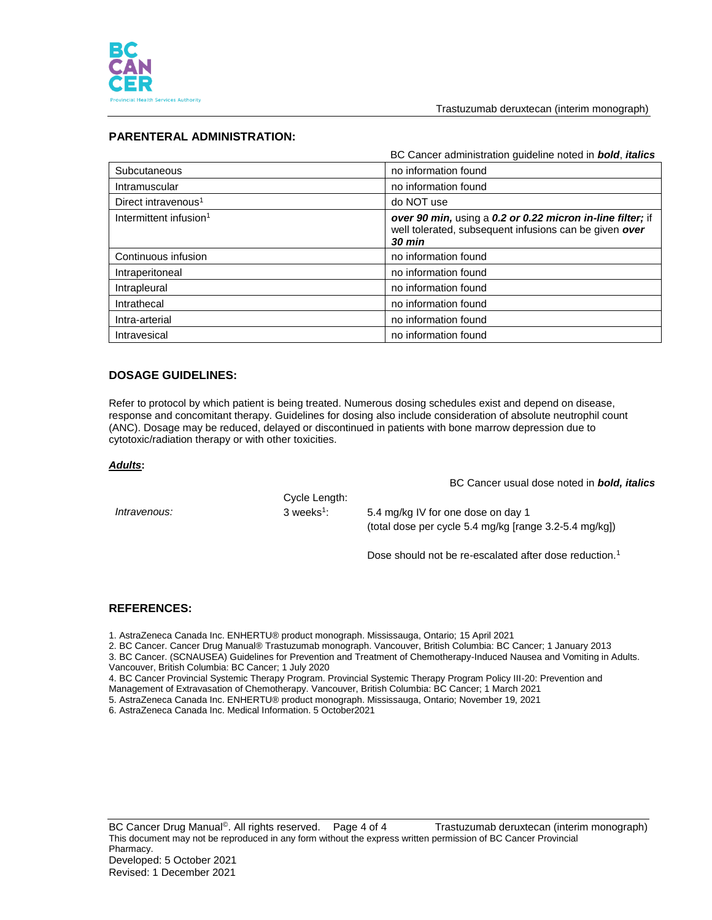## PARENTERAL ADMINISTRATION:

BC Cancer administration guideline noted in ***bold, italics***

| | |
|---|---|
| Subcutaneous | no information found |
| Intramuscular | no information found |
| Direct intravenous[1] | do NOT use |
| Intermittent infusion[1] | ***over 90 min,*** using a ***0.2 or 0.22 micron in-line filter;*** if well tolerated, subsequent infusions can be given ***over 30 min*** |
| Continuous infusion | no information found |
| Intraperitoneal | no information found |
| Intrapleural | no information found |
| Intrathecal | no information found |
| Intra-arterial | no information found |
| Intravesical | no information found |

## DOSAGE GUIDELINES:

Refer to protocol by which patient is being treated. Numerous dosing schedules exist and depend on disease, response and concomitant therapy. Guidelines for dosing also include consideration of absolute neutrophil count (ANC). Dosage may be reduced, delayed or discontinued in patients with bone marrow depression due to cytotoxic/radiation therapy or with other toxicities.

***Adults*:**

BC Cancer usual dose noted in ***bold, italics***

| | Cycle Length: | |
|---|---|---|
| *Intravenous:* | 3 weeks[1]: | 5.4 mg/kg IV for one dose on day 1 (total dose per cycle 5.4 mg/kg [range 3.2-5.4 mg/kg]) |
| | | Dose should not be re-escalated after dose reduction.[1] |

## REFERENCES:

1. AstraZeneca Canada Inc. ENHERTU® product monograph. Mississauga, Ontario; 15 April 2021
2. BC Cancer. Cancer Drug Manual® Trastuzumab monograph. Vancouver, British Columbia: BC Cancer; 1 January 2013
3. BC Cancer. (SCNAUSEA) Guidelines for Prevention and Treatment of Chemotherapy-Induced Nausea and Vomiting in Adults. Vancouver, British Columbia: BC Cancer; 1 July 2020
4. BC Cancer Provincial Systemic Therapy Program. Provincial Systemic Therapy Program Policy III-20: Prevention and Management of Extravasation of Chemotherapy. Vancouver, British Columbia: BC Cancer; 1 March 2021
5. AstraZeneca Canada Inc. ENHERTU® product monograph. Mississauga, Ontario; November 19, 2021
6. AstraZeneca Canada Inc. Medical Information. 5 October2021

Developed: 5 October 2021
Revised: 1 December 2021